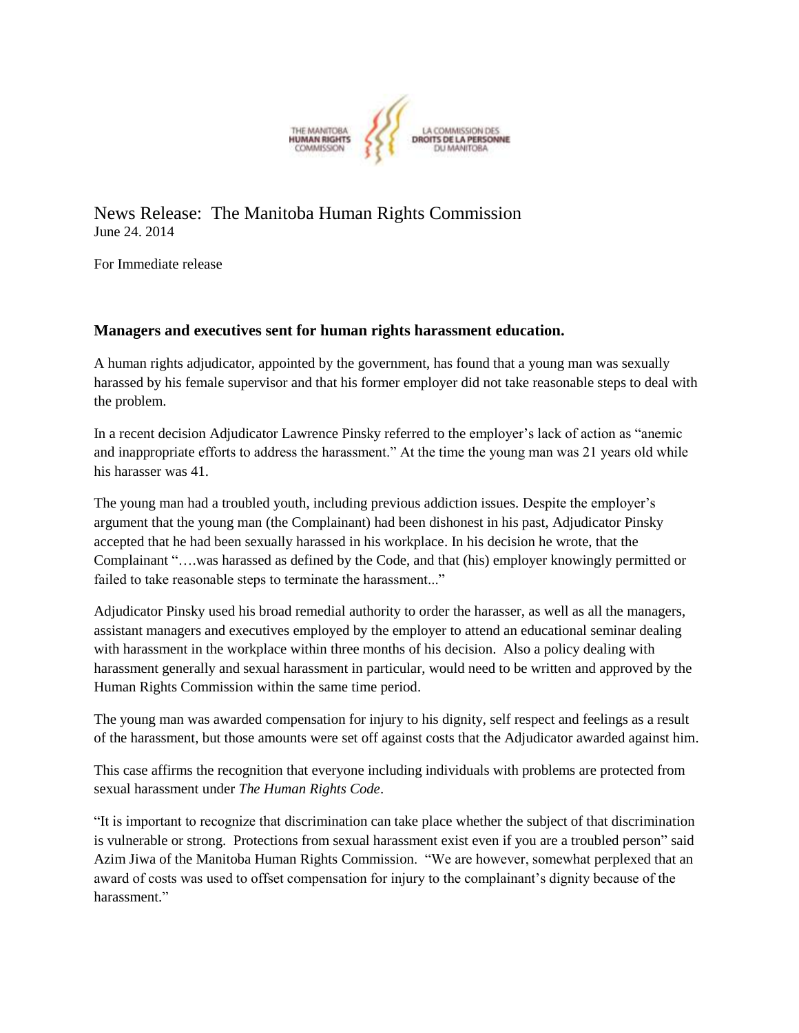THE MANITOBA HUMAN RIGHTS COMMISSION | LA COMMISSION DES DROITS DE LA PERSONNE DU MANITOBA

# News Release: The Manitoba Human Rights Commission

June 24. 2014

For Immediate release

**Managers and executives sent for human rights harassment education.**

A human rights adjudicator, appointed by the government, has found that a young man was sexually harassed by his female supervisor and that his former employer did not take reasonable steps to deal with the problem.

In a recent decision Adjudicator Lawrence Pinsky referred to the employer's lack of action as "anemic and inappropriate efforts to address the harassment." At the time the young man was 21 years old while his harasser was 41.

The young man had a troubled youth, including previous addiction issues. Despite the employer's argument that the young man (the Complainant) had been dishonest in his past, Adjudicator Pinsky accepted that he had been sexually harassed in his workplace. In his decision he wrote, that the Complainant "….was harassed as defined by the Code, and that (his) employer knowingly permitted or failed to take reasonable steps to terminate the harassment..."

Adjudicator Pinsky used his broad remedial authority to order the harasser, as well as all the managers, assistant managers and executives employed by the employer to attend an educational seminar dealing with harassment in the workplace within three months of his decision. Also a policy dealing with harassment generally and sexual harassment in particular, would need to be written and approved by the Human Rights Commission within the same time period.

The young man was awarded compensation for injury to his dignity, self respect and feelings as a result of the harassment, but those amounts were set off against costs that the Adjudicator awarded against him.

This case affirms the recognition that everyone including individuals with problems are protected from sexual harassment under *The Human Rights Code*.

"It is important to recognize that discrimination can take place whether the subject of that discrimination is vulnerable or strong. Protections from sexual harassment exist even if you are a troubled person" said Azim Jiwa of the Manitoba Human Rights Commission. "We are however, somewhat perplexed that an award of costs was used to offset compensation for injury to the complainant's dignity because of the harassment."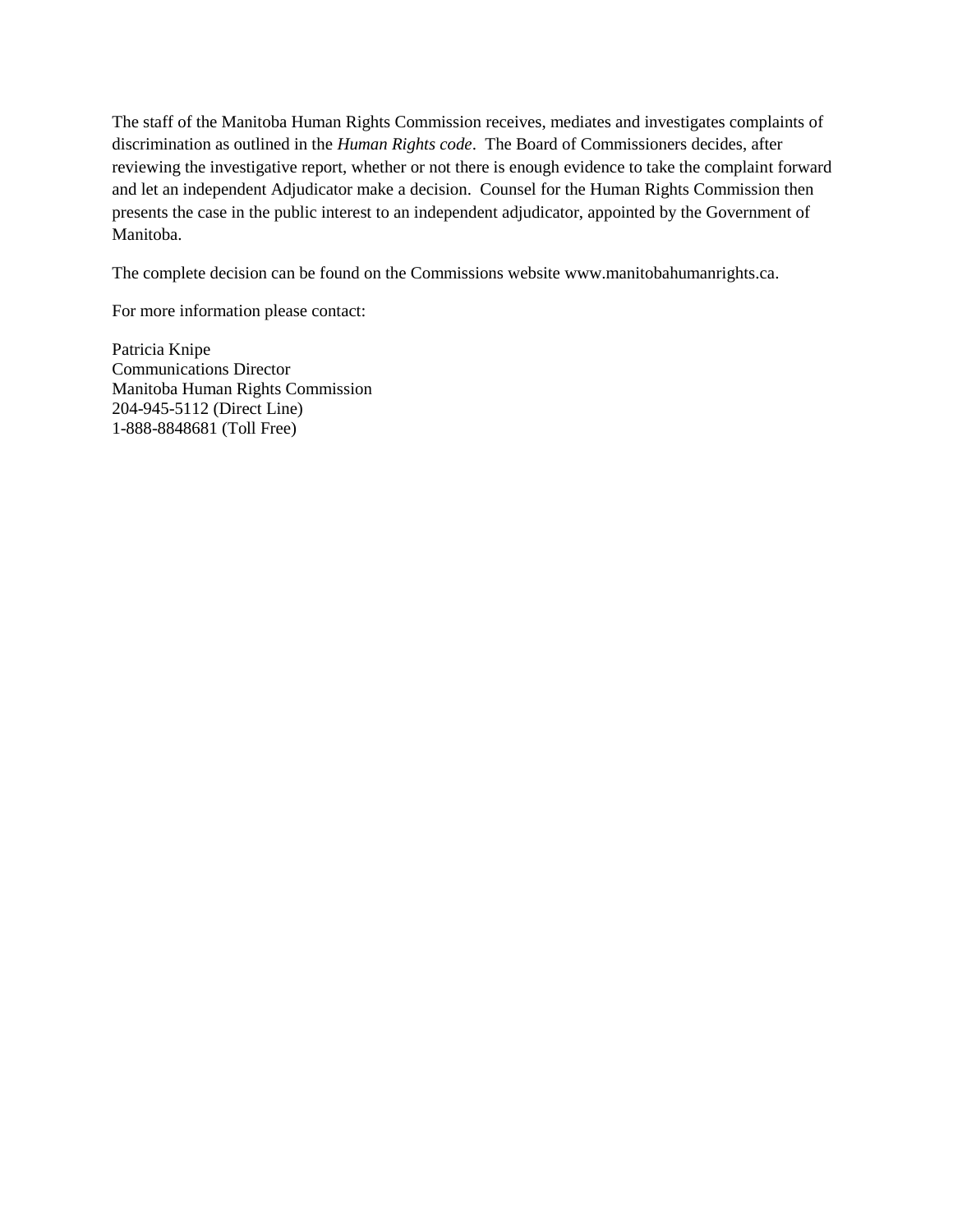The staff of the Manitoba Human Rights Commission receives, mediates and investigates complaints of discrimination as outlined in the *Human Rights code*. The Board of Commissioners decides, after reviewing the investigative report, whether or not there is enough evidence to take the complaint forward and let an independent Adjudicator make a decision. Counsel for the Human Rights Commission then presents the case in the public interest to an independent adjudicator, appointed by the Government of Manitoba.

The complete decision can be found on the Commissions website www.manitobahumanrights.ca.

For more information please contact:

Patricia Knipe
Communications Director
Manitoba Human Rights Commission
204-945-5112 (Direct Line)
1-888-8848681 (Toll Free)